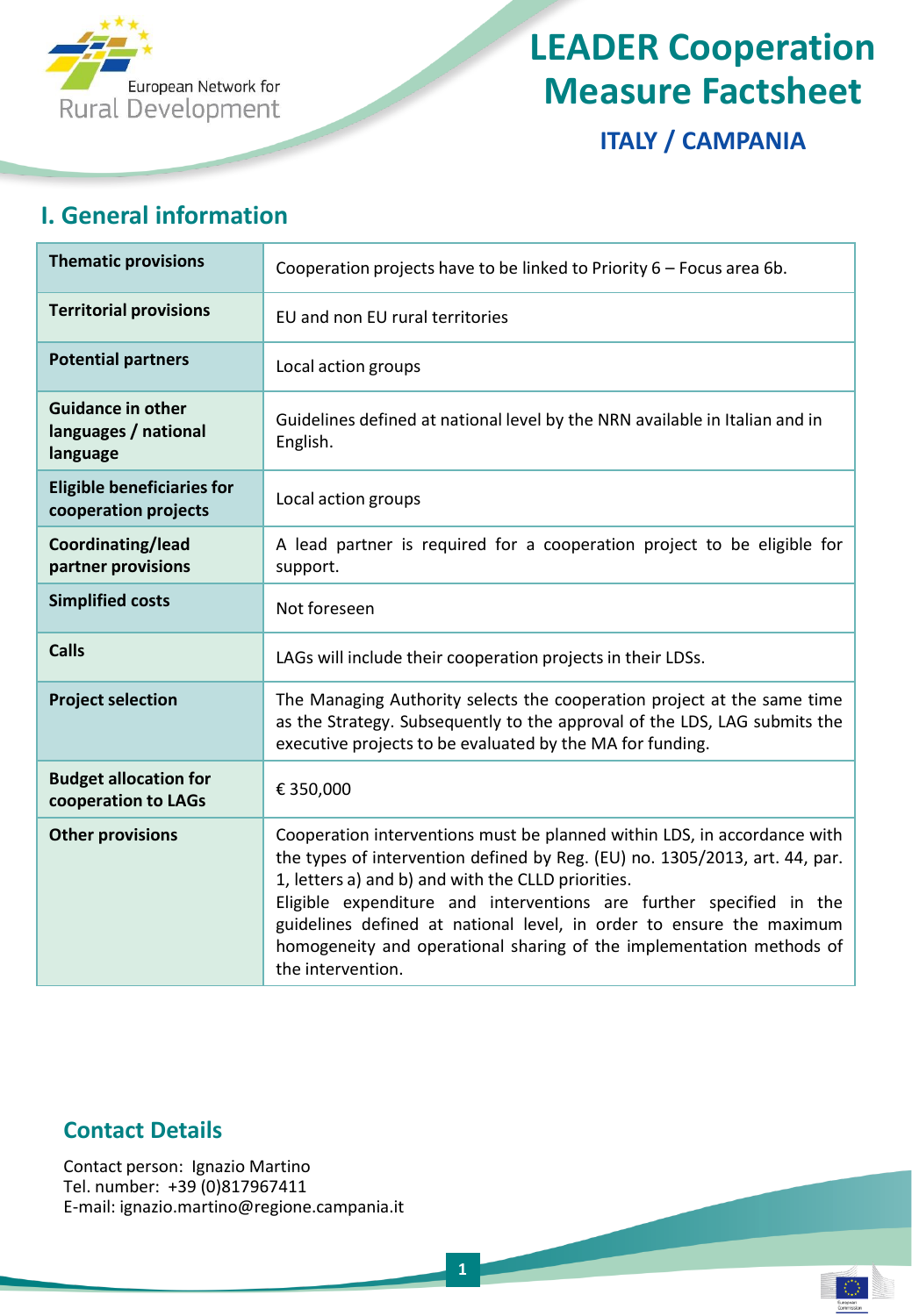# LEADER Cooperation Measure Factsheet

### ITALY / CAMPANIA

## I. General information

| | |
|---|---|
| **Thematic provisions** | Cooperation projects have to be linked to Priority 6 – Focus area 6b. |
| **Territorial provisions** | EU and non EU rural territories |
| **Potential partners** | Local action groups |
| **Guidance in other languages / national language** | Guidelines defined at national level by the NRN available in Italian and in English. |
| **Eligible beneficiaries for cooperation projects** | Local action groups |
| **Coordinating/lead partner provisions** | A lead partner is required for a cooperation project to be eligible for support. |
| **Simplified costs** | Not foreseen |
| **Calls** | LAGs will include their cooperation projects in their LDSs. |
| **Project selection** | The Managing Authority selects the cooperation project at the same time as the Strategy. Subsequently to the approval of the LDS, LAG submits the executive projects to be evaluated by the MA for funding. |
| **Budget allocation for cooperation to LAGs** | € 350,000 |
| **Other provisions** | Cooperation interventions must be planned within LDS, in accordance with the types of intervention defined by Reg. (EU) no. 1305/2013, art. 44, par. 1, letters a) and b) and with the CLLD priorities. Eligible expenditure and interventions are further specified in the guidelines defined at national level, in order to ensure the maximum homogeneity and operational sharing of the implementation methods of the intervention. |

## Contact Details

Contact person: Ignazio Martino
Tel. number: +39 (0)817967411
E-mail: ignazio.martino@regione.campania.it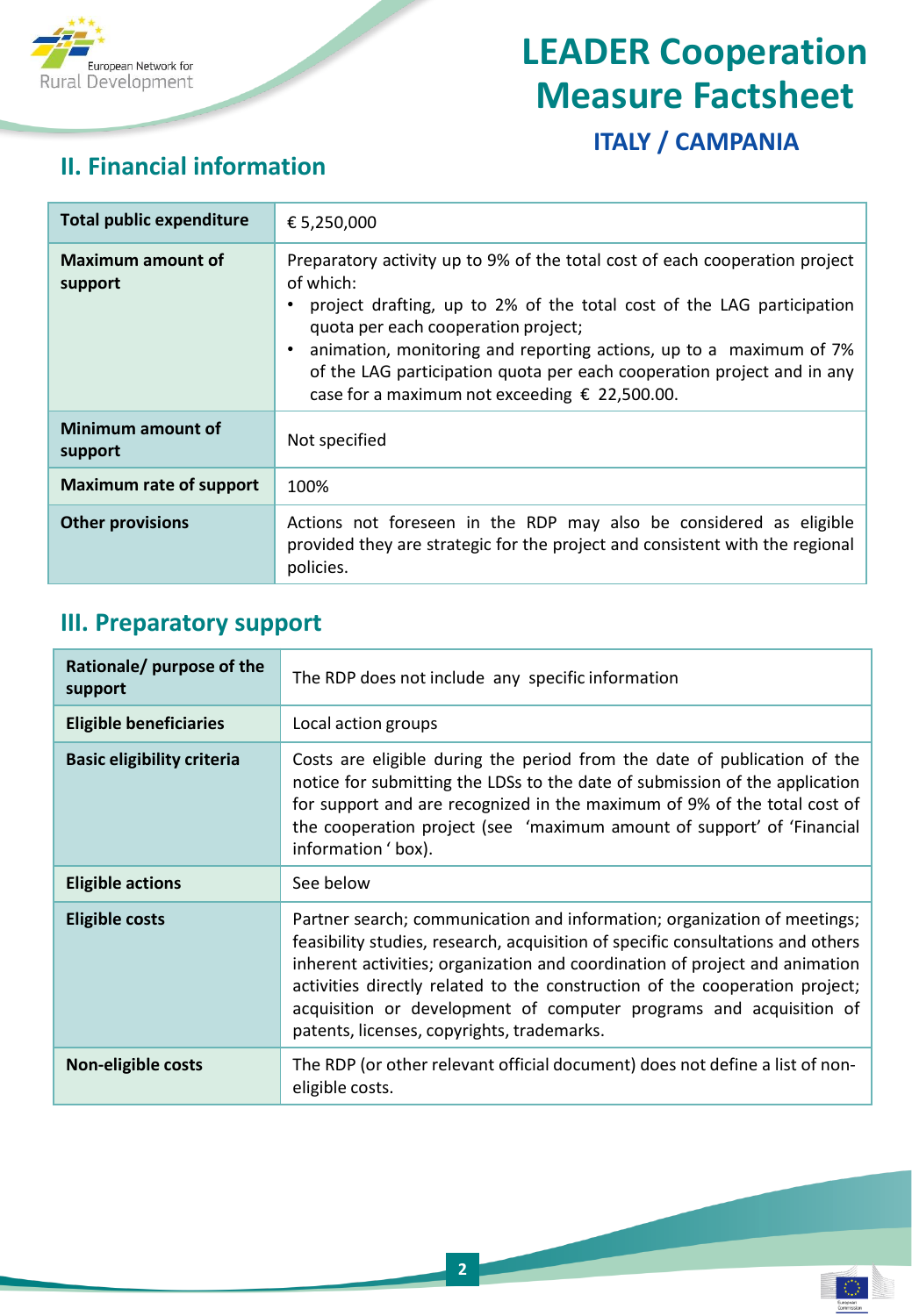## II. Financial information

| | |
|---|---|
| **Total public expenditure** | € 5,250,000 |
| **Maximum amount of support** | Preparatory activity up to 9% of the total cost of each cooperation project of which:<br>• project drafting, up to 2% of the total cost of the LAG participation quota per each cooperation project;<br>• animation, monitoring and reporting actions, up to a maximum of 7% of the LAG participation quota per each cooperation project and in any case for a maximum not exceeding € 22,500.00. |
| **Minimum amount of support** | Not specified |
| **Maximum rate of support** | 100% |
| **Other provisions** | Actions not foreseen in the RDP may also be considered as eligible provided they are strategic for the project and consistent with the regional policies. |

## III. Preparatory support

| | |
|---|---|
| **Rationale/ purpose of the support** | The RDP does not include any specific information |
| **Eligible beneficiaries** | Local action groups |
| **Basic eligibility criteria** | Costs are eligible during the period from the date of publication of the notice for submitting the LDSs to the date of submission of the application for support and are recognized in the maximum of 9% of the total cost of the cooperation project (see 'maximum amount of support' of 'Financial information ' box). |
| **Eligible actions** | See below |
| **Eligible costs** | Partner search; communication and information; organization of meetings; feasibility studies, research, acquisition of specific consultations and others inherent activities; organization and coordination of project and animation activities directly related to the construction of the cooperation project; acquisition or development of computer programs and acquisition of patents, licenses, copyrights, trademarks. |
| **Non-eligible costs** | The RDP (or other relevant official document) does not define a list of non-eligible costs. |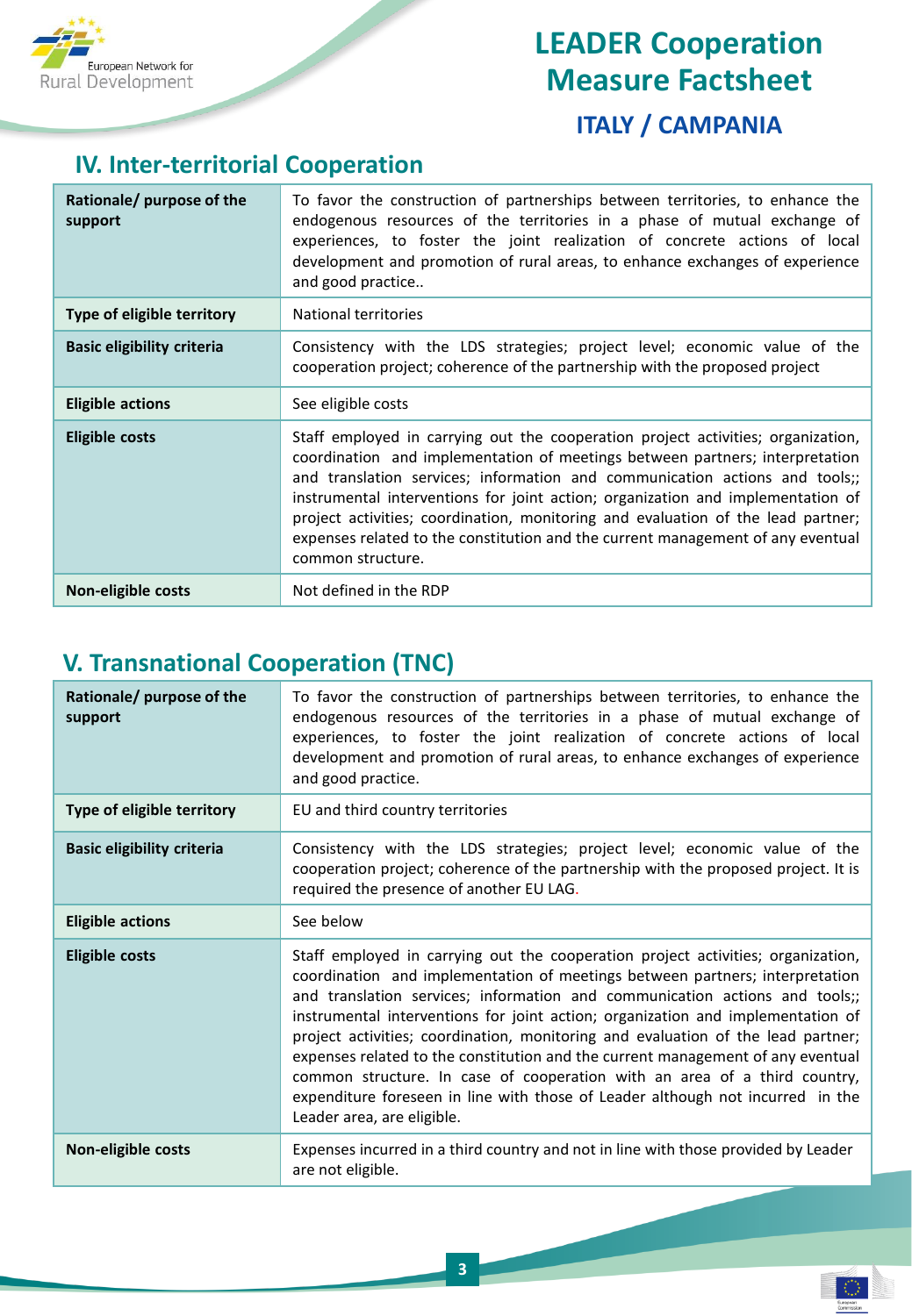# LEADER Cooperation Measure Factsheet

## ITALY / CAMPANIA

## IV. Inter-territorial Cooperation

| | |
|---|---|
| **Rationale/ purpose of the support** | To favor the construction of partnerships between territories, to enhance the endogenous resources of the territories in a phase of mutual exchange of experiences, to foster the joint realization of concrete actions of local development and promotion of rural areas, to enhance exchanges of experience and good practice.. |
| **Type of eligible territory** | National territories |
| **Basic eligibility criteria** | Consistency with the LDS strategies; project level; economic value of the cooperation project; coherence of the partnership with the proposed project |
| **Eligible actions** | See eligible costs |
| **Eligible costs** | Staff employed in carrying out the cooperation project activities; organization, coordination and implementation of meetings between partners; interpretation and translation services; information and communication actions and tools;; instrumental interventions for joint action; organization and implementation of project activities; coordination, monitoring and evaluation of the lead partner; expenses related to the constitution and the current management of any eventual common structure. |
| **Non-eligible costs** | Not defined in the RDP |

## V. Transnational Cooperation (TNC)

| | |
|---|---|
| **Rationale/ purpose of the support** | To favor the construction of partnerships between territories, to enhance the endogenous resources of the territories in a phase of mutual exchange of experiences, to foster the joint realization of concrete actions of local development and promotion of rural areas, to enhance exchanges of experience and good practice. |
| **Type of eligible territory** | EU and third country territories |
| **Basic eligibility criteria** | Consistency with the LDS strategies; project level; economic value of the cooperation project; coherence of the partnership with the proposed project. It is required the presence of another EU LAG. |
| **Eligible actions** | See below |
| **Eligible costs** | Staff employed in carrying out the cooperation project activities; organization, coordination and implementation of meetings between partners; interpretation and translation services; information and communication actions and tools;; instrumental interventions for joint action; organization and implementation of project activities; coordination, monitoring and evaluation of the lead partner; expenses related to the constitution and the current management of any eventual common structure. In case of cooperation with an area of a third country, expenditure foreseen in line with those of Leader although not incurred in the Leader area, are eligible. |
| **Non-eligible costs** | Expenses incurred in a third country and not in line with those provided by Leader are not eligible. |